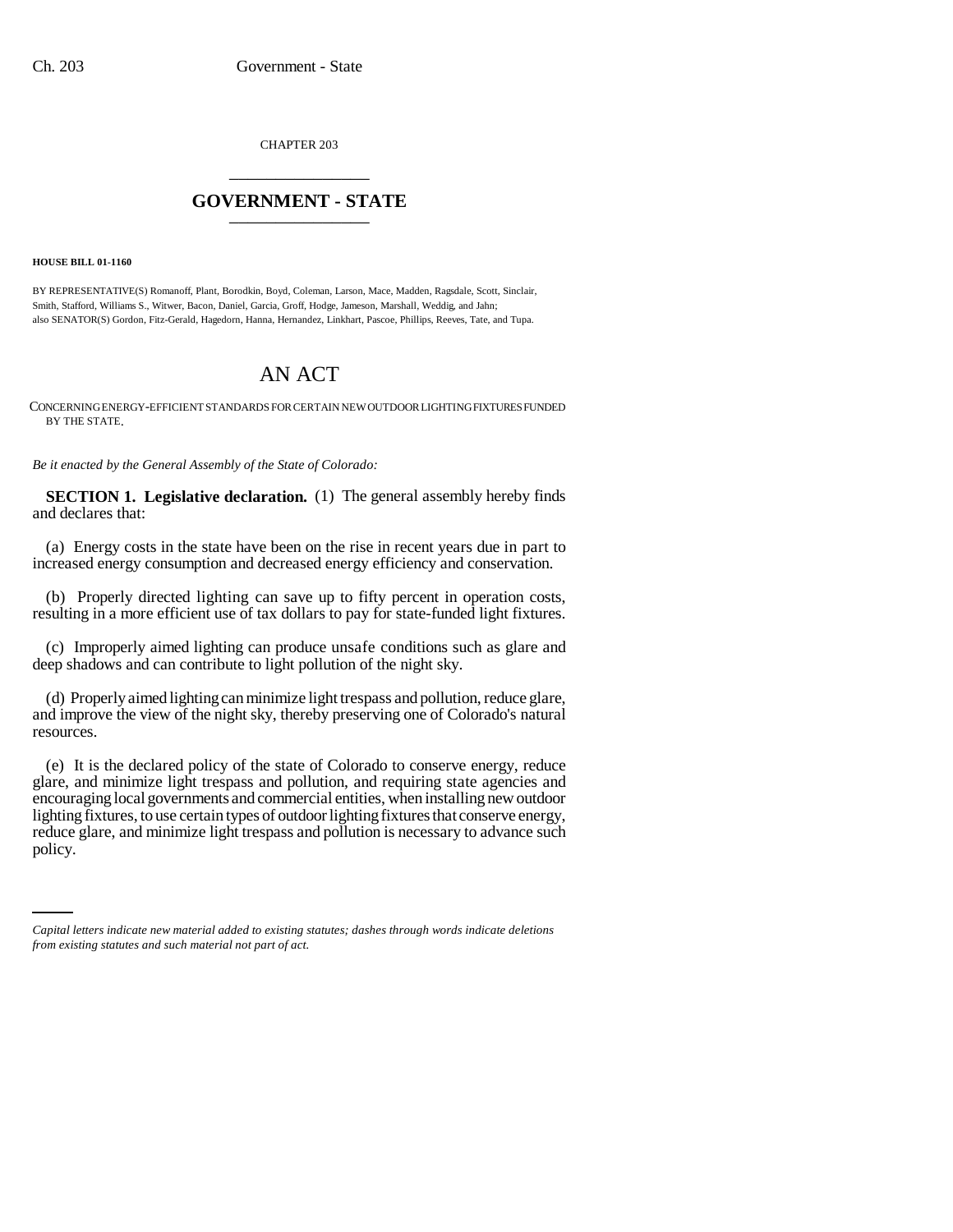CHAPTER 203

# GOVERNMENT - STATE

**HOUSE BILL 01-1160**

BY REPRESENTATIVE(S) Romanoff, Plant, Borodkin, Boyd, Coleman, Larson, Mace, Madden, Ragsdale, Scott, Sinclair, Smith, Stafford, Williams S., Witwer, Bacon, Daniel, Garcia, Groff, Hodge, Jameson, Marshall, Weddig, and Jahn;
also SENATOR(S) Gordon, Fitz-Gerald, Hagedorn, Hanna, Hernandez, Linkhart, Pascoe, Phillips, Reeves, Tate, and Tupa.

# AN ACT

CONCERNING ENERGY-EFFICIENT STANDARDS FOR CERTAIN NEW OUTDOOR LIGHTING FIXTURES FUNDED BY THE STATE.

*Be it enacted by the General Assembly of the State of Colorado:*

**SECTION 1. Legislative declaration.** (1) The general assembly hereby finds and declares that:

(a) Energy costs in the state have been on the rise in recent years due in part to increased energy consumption and decreased energy efficiency and conservation.

(b) Properly directed lighting can save up to fifty percent in operation costs, resulting in a more efficient use of tax dollars to pay for state-funded light fixtures.

(c) Improperly aimed lighting can produce unsafe conditions such as glare and deep shadows and can contribute to light pollution of the night sky.

(d) Properly aimed lighting can minimize light trespass and pollution, reduce glare, and improve the view of the night sky, thereby preserving one of Colorado's natural resources.

(e) It is the declared policy of the state of Colorado to conserve energy, reduce glare, and minimize light trespass and pollution, and requiring state agencies and encouraging local governments and commercial entities, when installing new outdoor lighting fixtures, to use certain types of outdoor lighting fixtures that conserve energy, reduce glare, and minimize light trespass and pollution is necessary to advance such policy.

*Capital letters indicate new material added to existing statutes; dashes through words indicate deletions from existing statutes and such material not part of act.*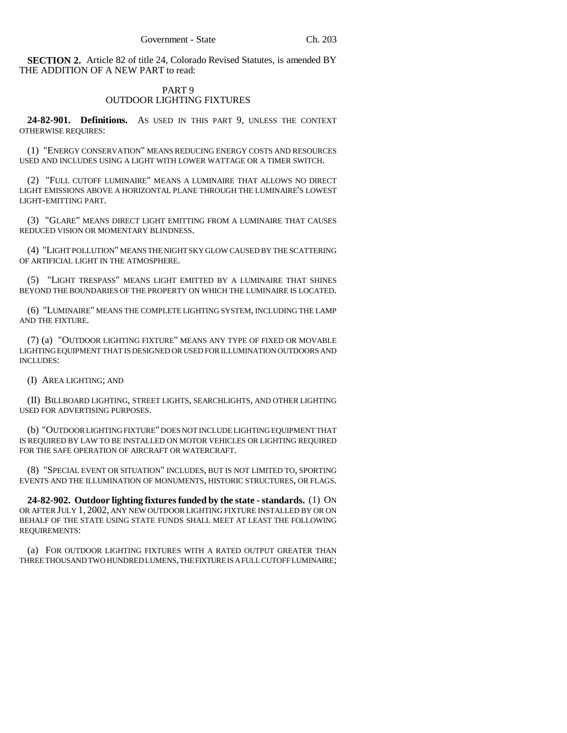**SECTION 2.** Article 82 of title 24, Colorado Revised Statutes, is amended BY THE ADDITION OF A NEW PART to read:

PART 9
OUTDOOR LIGHTING FIXTURES

**24-82-901. Definitions.** AS USED IN THIS PART 9, UNLESS THE CONTEXT OTHERWISE REQUIRES:

(1) "ENERGY CONSERVATION" MEANS REDUCING ENERGY COSTS AND RESOURCES USED AND INCLUDES USING A LIGHT WITH LOWER WATTAGE OR A TIMER SWITCH.

(2) "FULL CUTOFF LUMINAIRE" MEANS A LUMINAIRE THAT ALLOWS NO DIRECT LIGHT EMISSIONS ABOVE A HORIZONTAL PLANE THROUGH THE LUMINAIRE'S LOWEST LIGHT-EMITTING PART.

(3) "GLARE" MEANS DIRECT LIGHT EMITTING FROM A LUMINAIRE THAT CAUSES REDUCED VISION OR MOMENTARY BLINDNESS.

(4) "LIGHT POLLUTION" MEANS THE NIGHT SKY GLOW CAUSED BY THE SCATTERING OF ARTIFICIAL LIGHT IN THE ATMOSPHERE.

(5) "LIGHT TRESPASS" MEANS LIGHT EMITTED BY A LUMINAIRE THAT SHINES BEYOND THE BOUNDARIES OF THE PROPERTY ON WHICH THE LUMINAIRE IS LOCATED.

(6) "LUMINAIRE" MEANS THE COMPLETE LIGHTING SYSTEM, INCLUDING THE LAMP AND THE FIXTURE.

(7) (a) "OUTDOOR LIGHTING FIXTURE" MEANS ANY TYPE OF FIXED OR MOVABLE LIGHTING EQUIPMENT THAT IS DESIGNED OR USED FOR ILLUMINATION OUTDOORS AND INCLUDES:

(I) AREA LIGHTING; AND

(II) BILLBOARD LIGHTING, STREET LIGHTS, SEARCHLIGHTS, AND OTHER LIGHTING USED FOR ADVERTISING PURPOSES.

(b) "OUTDOOR LIGHTING FIXTURE" DOES NOT INCLUDE LIGHTING EQUIPMENT THAT IS REQUIRED BY LAW TO BE INSTALLED ON MOTOR VEHICLES OR LIGHTING REQUIRED FOR THE SAFE OPERATION OF AIRCRAFT OR WATERCRAFT.

(8) "SPECIAL EVENT OR SITUATION" INCLUDES, BUT IS NOT LIMITED TO, SPORTING EVENTS AND THE ILLUMINATION OF MONUMENTS, HISTORIC STRUCTURES, OR FLAGS.

**24-82-902. Outdoor lighting fixtures funded by the state - standards.** (1) ON OR AFTER JULY 1, 2002, ANY NEW OUTDOOR LIGHTING FIXTURE INSTALLED BY OR ON BEHALF OF THE STATE USING STATE FUNDS SHALL MEET AT LEAST THE FOLLOWING REQUIREMENTS:

(a) FOR OUTDOOR LIGHTING FIXTURES WITH A RATED OUTPUT GREATER THAN THREE THOUSAND TWO HUNDRED LUMENS, THE FIXTURE IS A FULL CUTOFF LUMINAIRE;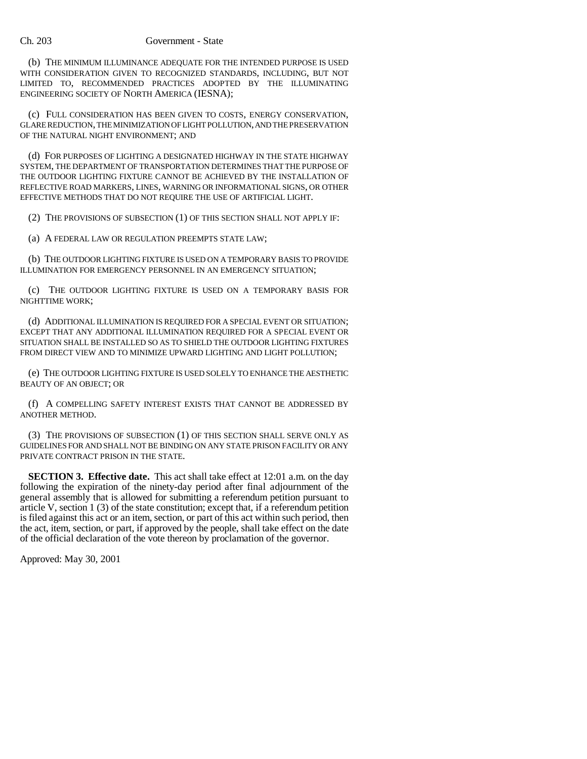(b) THE MINIMUM ILLUMINANCE ADEQUATE FOR THE INTENDED PURPOSE IS USED WITH CONSIDERATION GIVEN TO RECOGNIZED STANDARDS, INCLUDING, BUT NOT LIMITED TO, RECOMMENDED PRACTICES ADOPTED BY THE ILLUMINATING ENGINEERING SOCIETY OF NORTH AMERICA (IESNA);

(c) FULL CONSIDERATION HAS BEEN GIVEN TO COSTS, ENERGY CONSERVATION, GLARE REDUCTION, THE MINIMIZATION OF LIGHT POLLUTION, AND THE PRESERVATION OF THE NATURAL NIGHT ENVIRONMENT; AND

(d) FOR PURPOSES OF LIGHTING A DESIGNATED HIGHWAY IN THE STATE HIGHWAY SYSTEM, THE DEPARTMENT OF TRANSPORTATION DETERMINES THAT THE PURPOSE OF THE OUTDOOR LIGHTING FIXTURE CANNOT BE ACHIEVED BY THE INSTALLATION OF REFLECTIVE ROAD MARKERS, LINES, WARNING OR INFORMATIONAL SIGNS, OR OTHER EFFECTIVE METHODS THAT DO NOT REQUIRE THE USE OF ARTIFICIAL LIGHT.

(2) THE PROVISIONS OF SUBSECTION (1) OF THIS SECTION SHALL NOT APPLY IF:

(a) A FEDERAL LAW OR REGULATION PREEMPTS STATE LAW;

(b) THE OUTDOOR LIGHTING FIXTURE IS USED ON A TEMPORARY BASIS TO PROVIDE ILLUMINATION FOR EMERGENCY PERSONNEL IN AN EMERGENCY SITUATION;

(c) THE OUTDOOR LIGHTING FIXTURE IS USED ON A TEMPORARY BASIS FOR NIGHTTIME WORK;

(d) ADDITIONAL ILLUMINATION IS REQUIRED FOR A SPECIAL EVENT OR SITUATION; EXCEPT THAT ANY ADDITIONAL ILLUMINATION REQUIRED FOR A SPECIAL EVENT OR SITUATION SHALL BE INSTALLED SO AS TO SHIELD THE OUTDOOR LIGHTING FIXTURES FROM DIRECT VIEW AND TO MINIMIZE UPWARD LIGHTING AND LIGHT POLLUTION;

(e) THE OUTDOOR LIGHTING FIXTURE IS USED SOLELY TO ENHANCE THE AESTHETIC BEAUTY OF AN OBJECT; OR

(f) A COMPELLING SAFETY INTEREST EXISTS THAT CANNOT BE ADDRESSED BY ANOTHER METHOD.

(3) THE PROVISIONS OF SUBSECTION (1) OF THIS SECTION SHALL SERVE ONLY AS GUIDELINES FOR AND SHALL NOT BE BINDING ON ANY STATE PRISON FACILITY OR ANY PRIVATE CONTRACT PRISON IN THE STATE.

**SECTION 3. Effective date.** This act shall take effect at 12:01 a.m. on the day following the expiration of the ninety-day period after final adjournment of the general assembly that is allowed for submitting a referendum petition pursuant to article V, section 1 (3) of the state constitution; except that, if a referendum petition is filed against this act or an item, section, or part of this act within such period, then the act, item, section, or part, if approved by the people, shall take effect on the date of the official declaration of the vote thereon by proclamation of the governor.

Approved: May 30, 2001